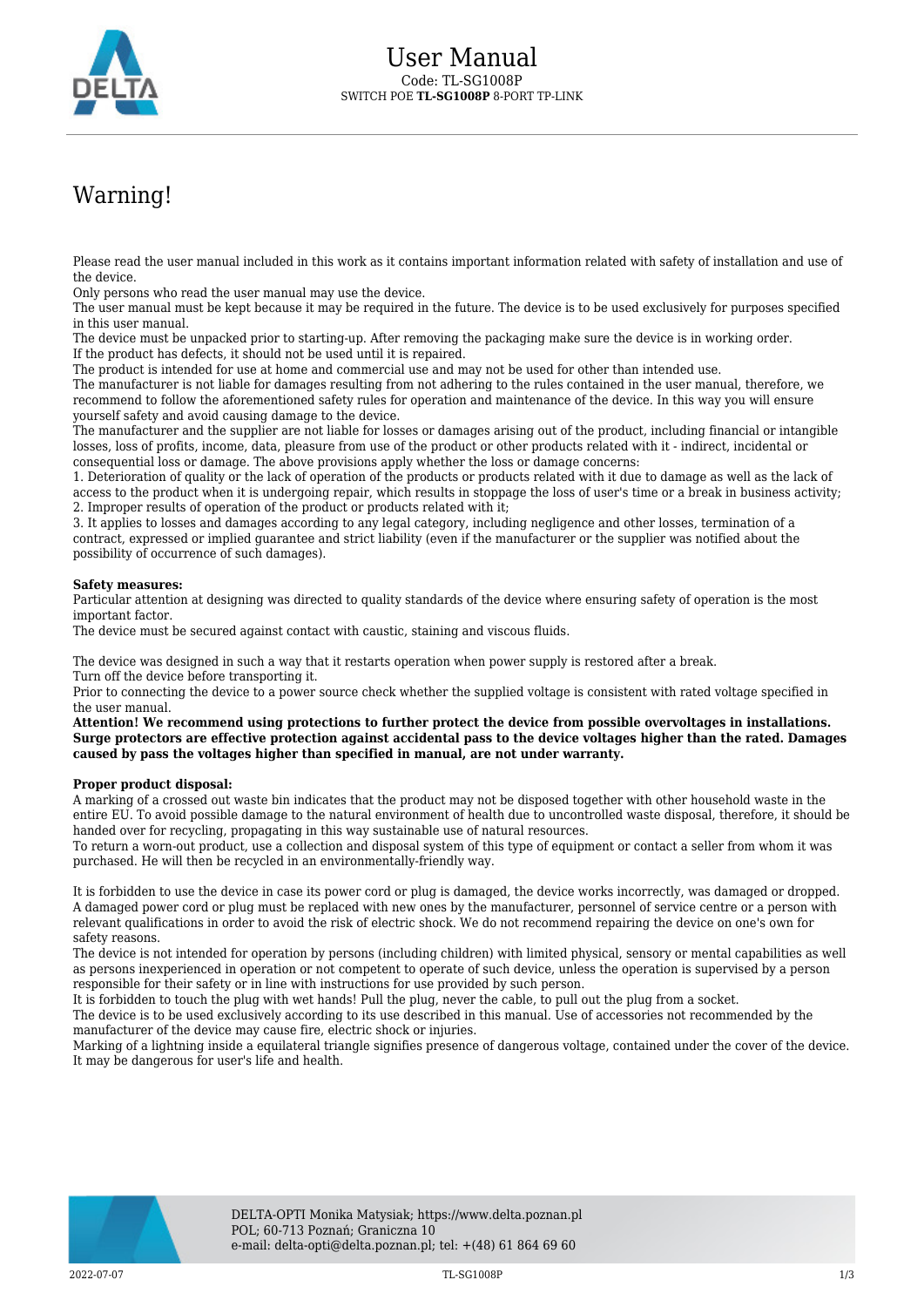# User Manual

Code: TL-SG1008P

SWITCH POE **TL-SG1008P** 8-PORT TP-LINK

## Warning!

Please read the user manual included in this work as it contains important information related with safety of installation and use of the device.

Only persons who read the user manual may use the device.

The user manual must be kept because it may be required in the future. The device is to be used exclusively for purposes specified in this user manual.

The device must be unpacked prior to starting-up. After removing the packaging make sure the device is in working order.

If the product has defects, it should not be used until it is repaired.

The product is intended for use at home and commercial use and may not be used for other than intended use.

The manufacturer is not liable for damages resulting from not adhering to the rules contained in the user manual, therefore, we recommend to follow the aforementioned safety rules for operation and maintenance of the device. In this way you will ensure yourself safety and avoid causing damage to the device.

The manufacturer and the supplier are not liable for losses or damages arising out of the product, including financial or intangible losses, loss of profits, income, data, pleasure from use of the product or other products related with it - indirect, incidental or consequential loss or damage. The above provisions apply whether the loss or damage concerns:

1. Deterioration of quality or the lack of operation of the products or products related with it due to damage as well as the lack of access to the product when it is undergoing repair, which results in stoppage the loss of user's time or a break in business activity;
2. Improper results of operation of the product or products related with it;
3. It applies to losses and damages according to any legal category, including negligence and other losses, termination of a contract, expressed or implied guarantee and strict liability (even if the manufacturer or the supplier was notified about the possibility of occurrence of such damages).

**Safety measures:**

Particular attention at designing was directed to quality standards of the device where ensuring safety of operation is the most important factor.

The device must be secured against contact with caustic, staining and viscous fluids.

The device was designed in such a way that it restarts operation when power supply is restored after a break.

Turn off the device before transporting it.

Prior to connecting the device to a power source check whether the supplied voltage is consistent with rated voltage specified in the user manual.

**Attention! We recommend using protections to further protect the device from possible overvoltages in installations. Surge protectors are effective protection against accidental pass to the device voltages higher than the rated. Damages caused by pass the voltages higher than specified in manual, are not under warranty.**

**Proper product disposal:**

A marking of a crossed out waste bin indicates that the product may not be disposed together with other household waste in the entire EU. To avoid possible damage to the natural environment of health due to uncontrolled waste disposal, therefore, it should be handed over for recycling, propagating in this way sustainable use of natural resources.

To return a worn-out product, use a collection and disposal system of this type of equipment or contact a seller from whom it was purchased. He will then be recycled in an environmentally-friendly way.

It is forbidden to use the device in case its power cord or plug is damaged, the device works incorrectly, was damaged or dropped. A damaged power cord or plug must be replaced with new ones by the manufacturer, personnel of service centre or a person with relevant qualifications in order to avoid the risk of electric shock. We do not recommend repairing the device on one's own for safety reasons.

The device is not intended for operation by persons (including children) with limited physical, sensory or mental capabilities as well as persons inexperienced in operation or not competent to operate of such device, unless the operation is supervised by a person responsible for their safety or in line with instructions for use provided by such person.

It is forbidden to touch the plug with wet hands! Pull the plug, never the cable, to pull out the plug from a socket.

The device is to be used exclusively according to its use described in this manual. Use of accessories not recommended by the manufacturer of the device may cause fire, electric shock or injuries.

Marking of a lightning inside a equilateral triangle signifies presence of dangerous voltage, contained under the cover of the device. It may be dangerous for user's life and health.

DELTA-OPTI Monika Matysiak; https://www.delta.poznan.pl
POL; 60-713 Poznań; Graniczna 10
e-mail: delta-opti@delta.poznan.pl; tel: +(48) 61 864 69 60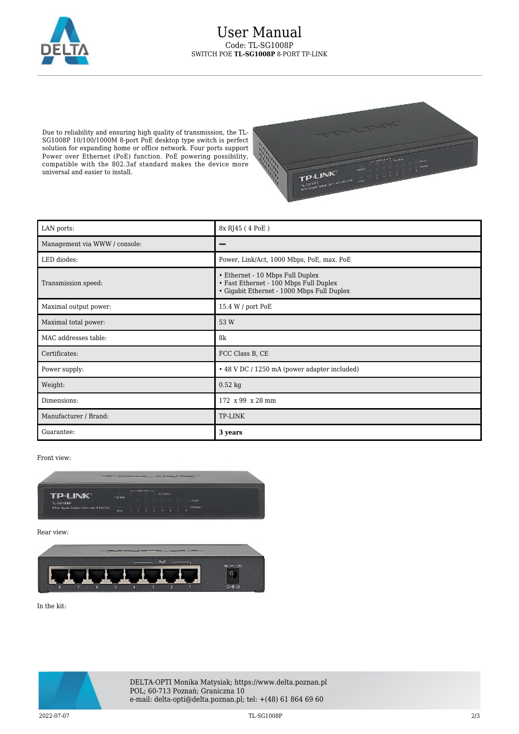Due to reliability and ensuring high quality of transmission, the TL-SG1008P 10/100/1000M 8-port PoE desktop type switch is perfect solution for expanding home or office network. Four ports support Power over Ethernet (PoE) function. PoE powering possibility, compatible with the 802.3af standard makes the device more universal and easier to install.

| | |
|---|---|
| LAN ports: | 8x RJ45 ( 4 PoE ) |
| Management via WWW / console: | – |
| LED diodes: | Power, Link/Act, 1000 Mbps, PoE, max. PoE |
| Transmission speed: | • Ethernet - 10 Mbps Full Duplex<br>• Fast Ethernet - 100 Mbps Full Duplex<br>• Gigabit Ethernet - 1000 Mbps Full Duplex |
| Maximal output power: | 15.4 W / port PoE |
| Maximal total power: | 53 W |
| MAC addresses table: | 8k |
| Certificates: | FCC Class B, CE |
| Power supply: | • 48 V DC / 1250 mA (power adapter included) |
| Weight: | 0.52 kg |
| Dimensions: | 172 x 99 x 28 mm |
| Manufacturer / Brand: | TP-LINK |
| Guarantee: | **3 years** |

Front view:

Rear view:

In the kit: